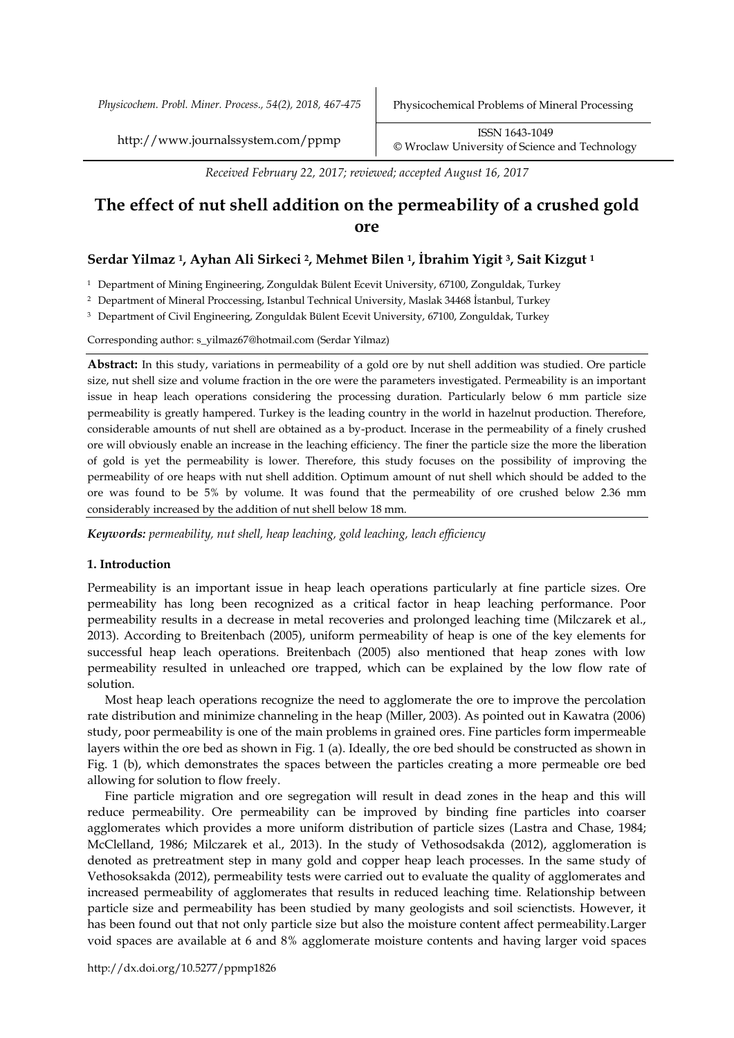*Received February 22, 2017; reviewed; accepted August 16, 2017*

# The effect of nut shell addition on the permeability of a crushed gold ore

**Serdar Yilmaz [1], Ayhan Ali Sirkeci [2], Mehmet Bilen [1], İbrahim Yigit [3], Sait Kizgut [1]**

[1] Department of Mining Engineering, Zonguldak Bülent Ecevit University, 67100, Zonguldak, Turkey

[2] Department of Mineral Proccessing, Istanbul Technical University, Maslak 34468 İstanbul, Turkey

[3] Department of Civil Engineering, Zonguldak Bülent Ecevit University, 67100, Zonguldak, Turkey

Corresponding author: s_yilmaz67@hotmail.com (Serdar Yilmaz)

**Abstract:** In this study, variations in permeability of a gold ore by nut shell addition was studied. Ore particle size, nut shell size and volume fraction in the ore were the parameters investigated. Permeability is an important issue in heap leach operations considering the processing duration. Particularly below 6 mm particle size permeability is greatly hampered. Turkey is the leading country in the world in hazelnut production. Therefore, considerable amounts of nut shell are obtained as a by-product. Incerase in the permeability of a finely crushed ore will obviously enable an increase in the leaching efficiency. The finer the particle size the more the liberation of gold is yet the permeability is lower. Therefore, this study focuses on the possibility of improving the permeability of ore heaps with nut shell addition. Optimum amount of nut shell which should be added to the ore was found to be 5% by volume. It was found that the permeability of ore crushed below 2.36 mm considerably increased by the addition of nut shell below 18 mm.

***Keywords:*** *permeability, nut shell, heap leaching, gold leaching, leach efficiency*

## 1. Introduction

Permeability is an important issue in heap leach operations particularly at fine particle sizes. Ore permeability has long been recognized as a critical factor in heap leaching performance. Poor permeability results in a decrease in metal recoveries and prolonged leaching time (Milczarek et al., 2013). According to Breitenbach (2005), uniform permeability of heap is one of the key elements for successful heap leach operations. Breitenbach (2005) also mentioned that heap zones with low permeability resulted in unleached ore trapped, which can be explained by the low flow rate of solution.

Most heap leach operations recognize the need to agglomerate the ore to improve the percolation rate distribution and minimize channeling in the heap (Miller, 2003). As pointed out in Kawatra (2006) study, poor permeability is one of the main problems in grained ores. Fine particles form impermeable layers within the ore bed as shown in Fig. 1 (a). Ideally, the ore bed should be constructed as shown in Fig. 1 (b), which demonstrates the spaces between the particles creating a more permeable ore bed allowing for solution to flow freely.

Fine particle migration and ore segregation will result in dead zones in the heap and this will reduce permeability. Ore permeability can be improved by binding fine particles into coarser agglomerates which provides a more uniform distribution of particle sizes (Lastra and Chase, 1984; McClelland, 1986; Milczarek et al., 2013). In the study of Vethosodsakda (2012), agglomeration is denoted as pretreatment step in many gold and copper heap leach processes. In the same study of Vethosoksakda (2012), permeability tests were carried out to evaluate the quality of agglomerates and increased permeability of agglomerates that results in reduced leaching time. Relationship between particle size and permeability has been studied by many geologists and soil scienctists. However, it has been found out that not only particle size but also the moisture content affect permeability.Larger void spaces are available at 6 and 8% agglomerate moisture contents and having larger void spaces

http://dx.doi.org/10.5277/ppmp1826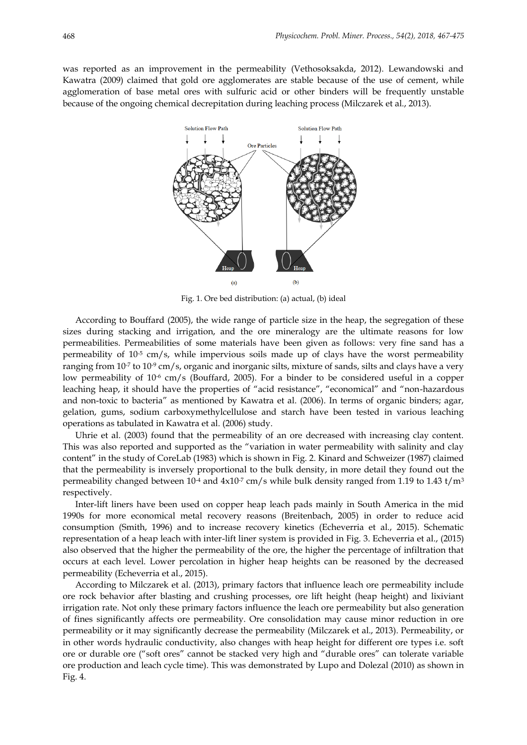was reported as an improvement in the permeability (Vethosoksakda, 2012). Lewandowski and Kawatra (2009) claimed that gold ore agglomerates are stable because of the use of cement, while agglomeration of base metal ores with sulfuric acid or other binders will be frequently unstable because of the ongoing chemical decrepitation during leaching process (Milczarek et al., 2013).

Fig. 1. Ore bed distribution: (a) actual, (b) ideal

According to Bouffard (2005), the wide range of particle size in the heap, the segregation of these sizes during stacking and irrigation, and the ore mineralogy are the ultimate reasons for low permeabilities. Permeabilities of some materials have been given as follows: very fine sand has a permeability of $10^{-5}$ cm/s, while impervious soils made up of clays have the worst permeability ranging from $10^{-7}$ to $10^{-9}$ cm/s, organic and inorganic silts, mixture of sands, silts and clays have a very low permeability of $10^{-6}$ cm/s (Bouffard, 2005). For a binder to be considered useful in a copper leaching heap, it should have the properties of "acid resistance", "economical" and "non-hazardous and non-toxic to bacteria" as mentioned by Kawatra et al. (2006). In terms of organic binders; agar, gelation, gums, sodium carboxymethylcellulose and starch have been tested in various leaching operations as tabulated in Kawatra et al. (2006) study.

Uhrie et al. (2003) found that the permeability of an ore decreased with increasing clay content. This was also reported and supported as the "variation in water permeability with salinity and clay content" in the study of CoreLab (1983) which is shown in Fig. 2. Kinard and Schweizer (1987) claimed that the permeability is inversely proportional to the bulk density, in more detail they found out the permeability changed between $10^{-4}$ and $4 \times 10^{-7}$ cm/s while bulk density ranged from 1.19 to 1.43 t/m$^3$ respectively.

Inter-lift liners have been used on copper heap leach pads mainly in South America in the mid 1990s for more economical metal recovery reasons (Breitenbach, 2005) in order to reduce acid consumption (Smith, 1996) and to increase recovery kinetics (Echeverria et al., 2015). Schematic representation of a heap leach with inter-lift liner system is provided in Fig. 3. Echeverria et al., (2015) also observed that the higher the permeability of the ore, the higher the percentage of infiltration that occurs at each level. Lower percolation in higher heap heights can be reasoned by the decreased permeability (Echeverria et al., 2015).

According to Milczarek et al. (2013), primary factors that influence leach ore permeability include ore rock behavior after blasting and crushing processes, ore lift height (heap height) and lixiviant irrigation rate. Not only these primary factors influence the leach ore permeability but also generation of fines significantly affects ore permeability. Ore consolidation may cause minor reduction in ore permeability or it may significantly decrease the permeability (Milczarek et al., 2013). Permeability, or in other words hydraulic conductivity, also changes with heap height for different ore types i.e. soft ore or durable ore ("soft ores" cannot be stacked very high and "durable ores" can tolerate variable ore production and leach cycle time). This was demonstrated by Lupo and Dolezal (2010) as shown in Fig. 4.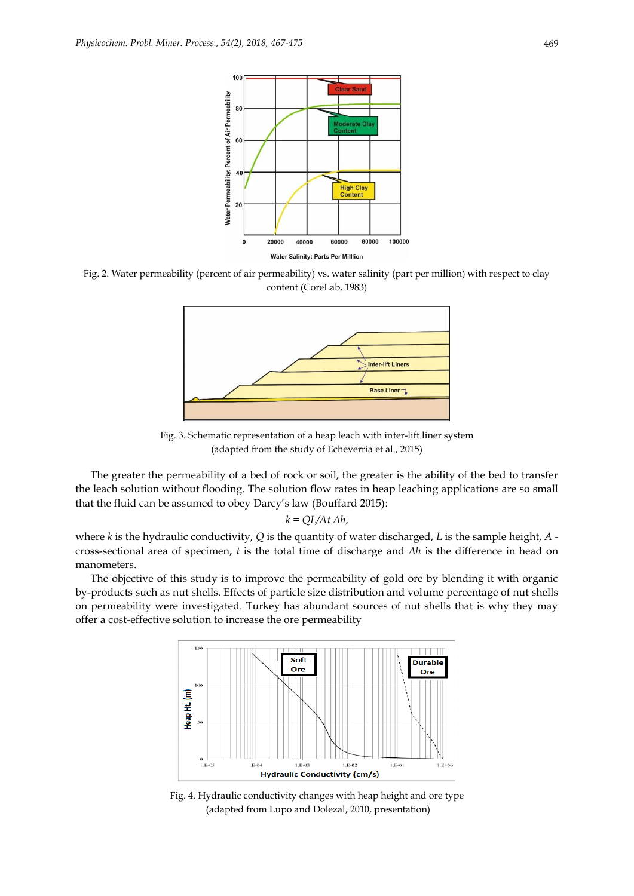Fig. 2. Water permeability (percent of air permeability) vs. water salinity (part per million) with respect to clay content (CoreLab, 1983)

Fig. 3. Schematic representation of a heap leach with inter-lift liner system (adapted from the study of Echeverria et al., 2015)

The greater the permeability of a bed of rock or soil, the greater is the ability of the bed to transfer the leach solution without flooding. The solution flow rates in heap leaching applications are so small that the fluid can be assumed to obey Darcy's law (Bouffard 2015):

$$k = QL/At\,\Delta h,$$

where $k$ is the hydraulic conductivity, $Q$ is the quantity of water discharged, $L$ is the sample height, $A$ - cross-sectional area of specimen, $t$ is the total time of discharge and $\Delta h$ is the difference in head on manometers.

The objective of this study is to improve the permeability of gold ore by blending it with organic by-products such as nut shells. Effects of particle size distribution and volume percentage of nut shells on permeability were investigated. Turkey has abundant sources of nut shells that is why they may offer a cost-effective solution to increase the ore permeability

Fig. 4. Hydraulic conductivity changes with heap height and ore type (adapted from Lupo and Dolezal, 2010, presentation)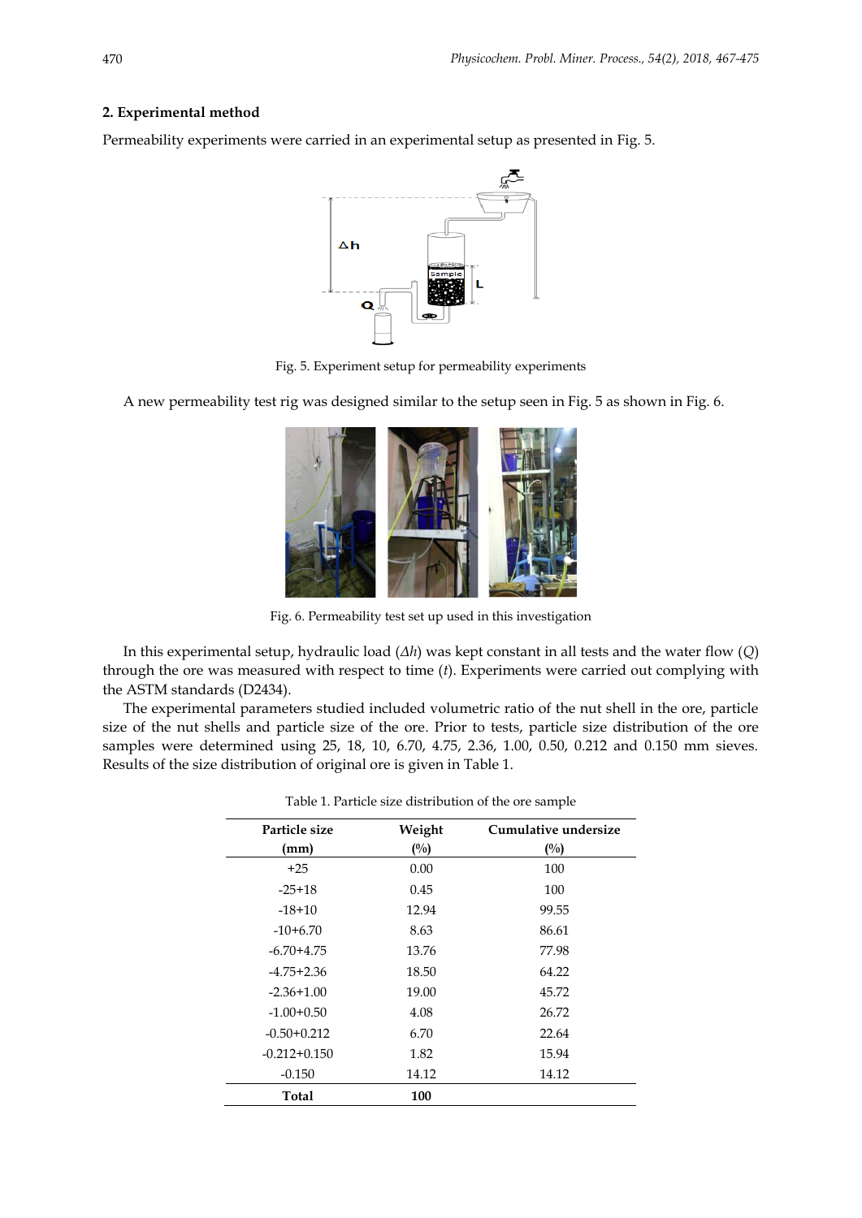## 2. Experimental method

Permeability experiments were carried in an experimental setup as presented in Fig. 5.

Fig. 5. Experiment setup for permeability experiments

A new permeability test rig was designed similar to the setup seen in Fig. 5 as shown in Fig. 6.

Fig. 6. Permeability test set up used in this investigation

In this experimental setup, hydraulic load ($\Delta h$) was kept constant in all tests and the water flow ($Q$) through the ore was measured with respect to time ($t$). Experiments were carried out complying with the ASTM standards (D2434).

The experimental parameters studied included volumetric ratio of the nut shell in the ore, particle size of the nut shells and particle size of the ore. Prior to tests, particle size distribution of the ore samples were determined using 25, 18, 10, 6.70, 4.75, 2.36, 1.00, 0.50, 0.212 and 0.150 mm sieves. Results of the size distribution of original ore is given in Table 1.

Table 1. Particle size distribution of the ore sample

| Particle size (mm) | Weight (%) | Cumulative undersize (%) |
|---|---|---|
| +25 | 0.00 | 100 |
| -25+18 | 0.45 | 100 |
| -18+10 | 12.94 | 99.55 |
| -10+6.70 | 8.63 | 86.61 |
| -6.70+4.75 | 13.76 | 77.98 |
| -4.75+2.36 | 18.50 | 64.22 |
| -2.36+1.00 | 19.00 | 45.72 |
| -1.00+0.50 | 4.08 | 26.72 |
| -0.50+0.212 | 6.70 | 22.64 |
| -0.212+0.150 | 1.82 | 15.94 |
| -0.150 | 14.12 | 14.12 |
| **Total** | **100** | |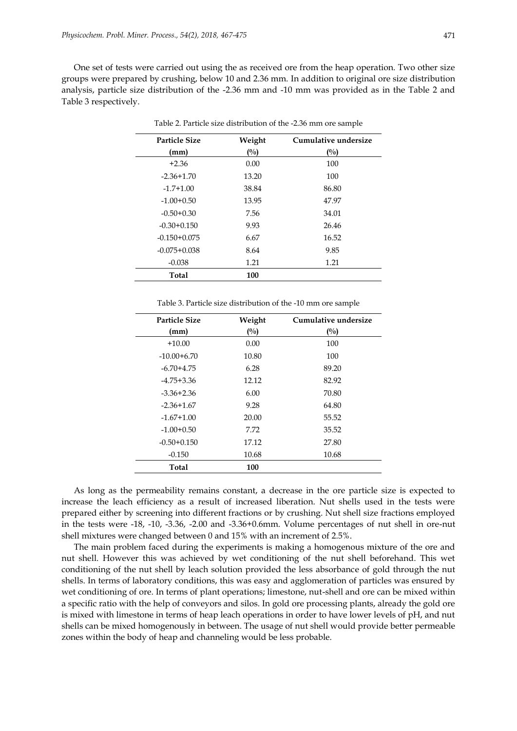One set of tests were carried out using the as received ore from the heap operation. Two other size groups were prepared by crushing, below 10 and 2.36 mm. In addition to original ore size distribution analysis, particle size distribution of the -2.36 mm and -10 mm was provided as in the Table 2 and Table 3 respectively.

Table 2. Particle size distribution of the -2.36 mm ore sample

| Particle Size (mm) | Weight (%) | Cumulative undersize (%) |
|---|---|---|
| +2.36 | 0.00 | 100 |
| -2.36+1.70 | 13.20 | 100 |
| -1.7+1.00 | 38.84 | 86.80 |
| -1.00+0.50 | 13.95 | 47.97 |
| -0.50+0.30 | 7.56 | 34.01 |
| -0.30+0.150 | 9.93 | 26.46 |
| -0.150+0.075 | 6.67 | 16.52 |
| -0.075+0.038 | 8.64 | 9.85 |
| -0.038 | 1.21 | 1.21 |
| **Total** | **100** | |

Table 3. Particle size distribution of the -10 mm ore sample

| Particle Size (mm) | Weight (%) | Cumulative undersize (%) |
|---|---|---|
| +10.00 | 0.00 | 100 |
| -10.00+6.70 | 10.80 | 100 |
| -6.70+4.75 | 6.28 | 89.20 |
| -4.75+3.36 | 12.12 | 82.92 |
| -3.36+2.36 | 6.00 | 70.80 |
| -2.36+1.67 | 9.28 | 64.80 |
| -1.67+1.00 | 20.00 | 55.52 |
| -1.00+0.50 | 7.72 | 35.52 |
| -0.50+0.150 | 17.12 | 27.80 |
| -0.150 | 10.68 | 10.68 |
| **Total** | **100** | |

As long as the permeability remains constant, a decrease in the ore particle size is expected to increase the leach efficiency as a result of increased liberation. Nut shells used in the tests were prepared either by screening into different fractions or by crushing. Nut shell size fractions employed in the tests were -18, -10, -3.36, -2.00 and -3.36+0.6mm. Volume percentages of nut shell in ore-nut shell mixtures were changed between 0 and 15% with an increment of 2.5%.

The main problem faced during the experiments is making a homogenous mixture of the ore and nut shell. However this was achieved by wet conditioning of the nut shell beforehand. This wet conditioning of the nut shell by leach solution provided the less absorbance of gold through the nut shells. In terms of laboratory conditions, this was easy and agglomeration of particles was ensured by wet conditioning of ore. In terms of plant operations; limestone, nut-shell and ore can be mixed within a specific ratio with the help of conveyors and silos. In gold ore processing plants, already the gold ore is mixed with limestone in terms of heap leach operations in order to have lower levels of pH, and nut shells can be mixed homogenously in between. The usage of nut shell would provide better permeable zones within the body of heap and channeling would be less probable.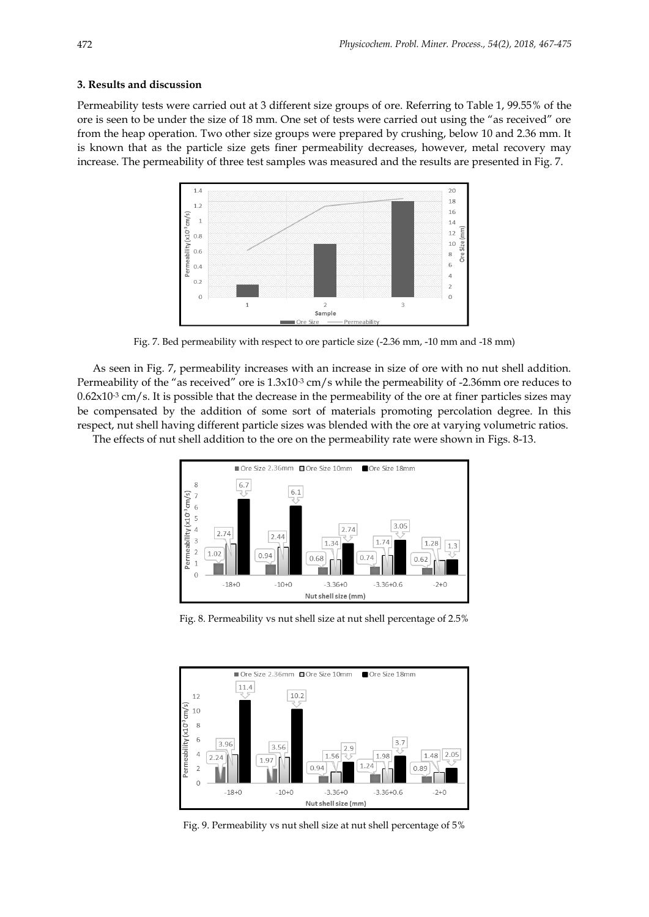### 3. Results and discussion

Permeability tests were carried out at 3 different size groups of ore. Referring to Table 1, 99.55% of the ore is seen to be under the size of 18 mm. One set of tests were carried out using the "as received" ore from the heap operation. Two other size groups were prepared by crushing, below 10 and 2.36 mm. It is known that as the particle size gets finer permeability decreases, however, metal recovery may increase. The permeability of three test samples was measured and the results are presented in Fig. 7.

Fig. 7. Bed permeability with respect to ore particle size (-2.36 mm, -10 mm and -18 mm)

As seen in Fig. 7, permeability increases with an increase in size of ore with no nut shell addition. Permeability of the "as received" ore is $1.3 \times 10^{-3}$ cm/s while the permeability of -2.36mm ore reduces to $0.62 \times 10^{-3}$ cm/s. It is possible that the decrease in the permeability of the ore at finer particles sizes may be compensated by the addition of some sort of materials promoting percolation degree. In this respect, nut shell having different particle sizes was blended with the ore at varying volumetric ratios.

The effects of nut shell addition to the ore on the permeability rate were shown in Figs. 8-13.

Fig. 8. Permeability vs nut shell size at nut shell percentage of 2.5%

Fig. 9. Permeability vs nut shell size at nut shell percentage of 5%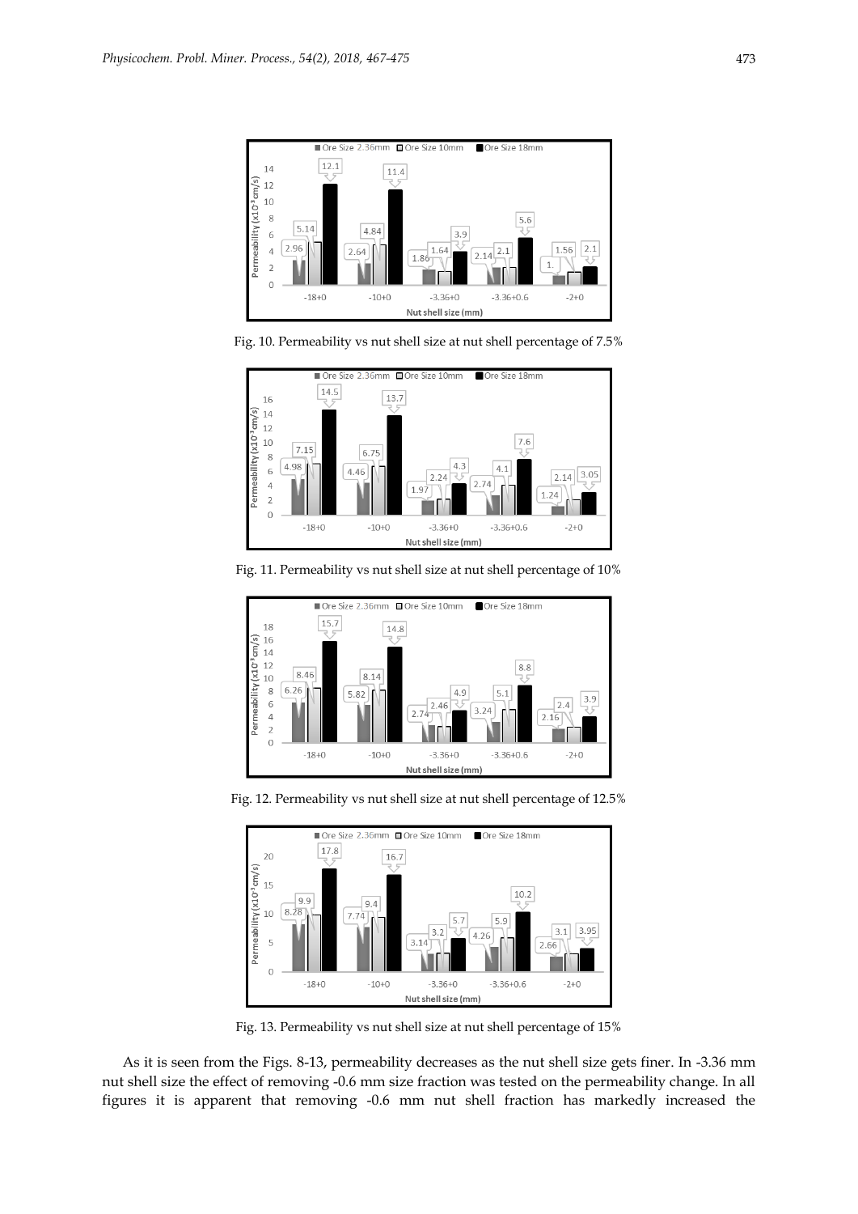Fig. 10. Permeability vs nut shell size at nut shell percentage of 7.5%

Fig. 11. Permeability vs nut shell size at nut shell percentage of 10%

Fig. 12. Permeability vs nut shell size at nut shell percentage of 12.5%

Fig. 13. Permeability vs nut shell size at nut shell percentage of 15%

As it is seen from the Figs. 8-13, permeability decreases as the nut shell size gets finer. In -3.36 mm nut shell size the effect of removing -0.6 mm size fraction was tested on the permeability change. In all figures it is apparent that removing -0.6 mm nut shell fraction has markedly increased the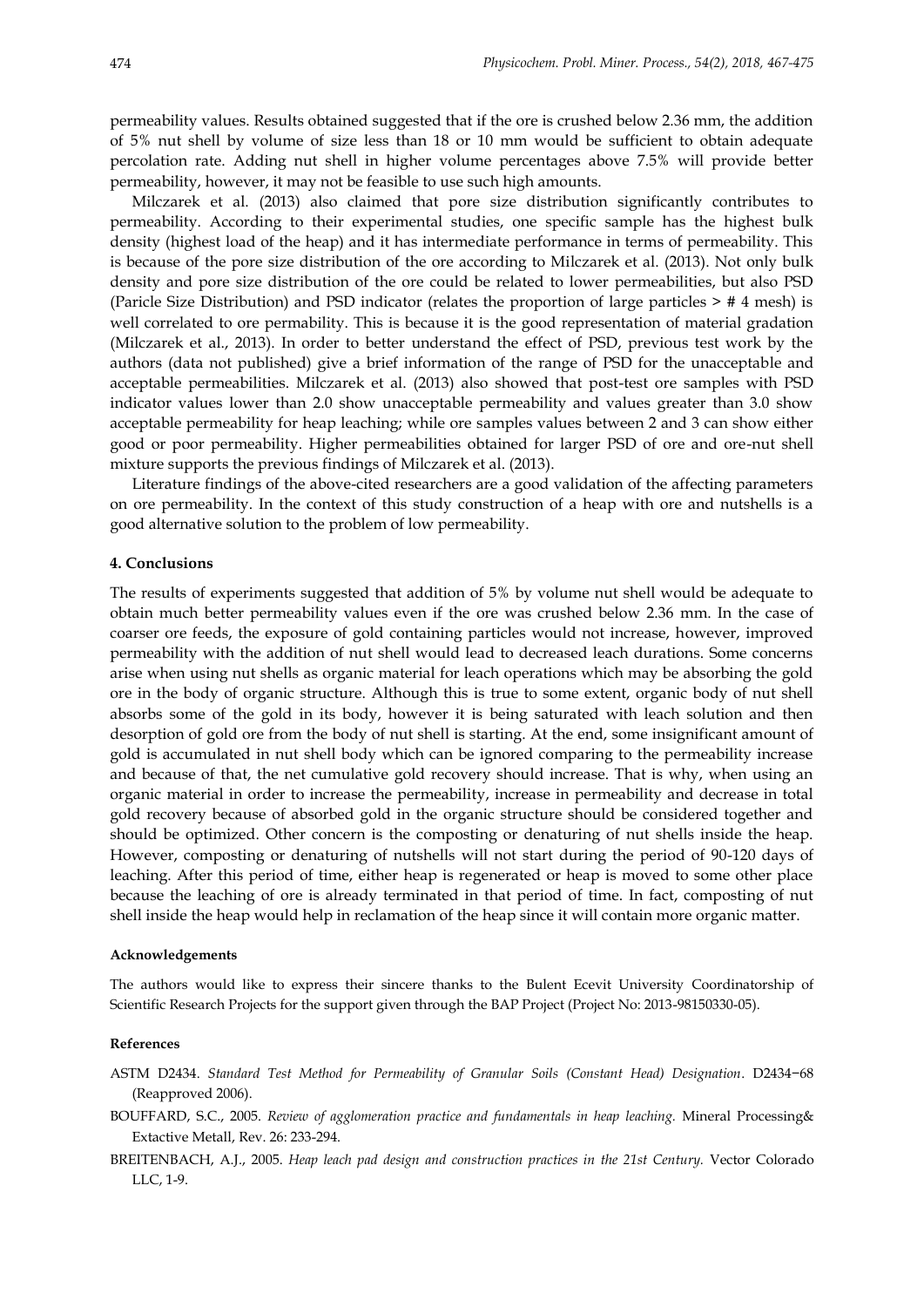permeability values. Results obtained suggested that if the ore is crushed below 2.36 mm, the addition of 5% nut shell by volume of size less than 18 or 10 mm would be sufficient to obtain adequate percolation rate. Adding nut shell in higher volume percentages above 7.5% will provide better permeability, however, it may not be feasible to use such high amounts.

Milczarek et al. (2013) also claimed that pore size distribution significantly contributes to permeability. According to their experimental studies, one specific sample has the highest bulk density (highest load of the heap) and it has intermediate performance in terms of permeability. This is because of the pore size distribution of the ore according to Milczarek et al. (2013). Not only bulk density and pore size distribution of the ore could be related to lower permeabilities, but also PSD (Paricle Size Distribution) and PSD indicator (relates the proportion of large particles > # 4 mesh) is well correlated to ore permability. This is because it is the good representation of material gradation (Milczarek et al., 2013). In order to better understand the effect of PSD, previous test work by the authors (data not published) give a brief information of the range of PSD for the unacceptable and acceptable permeabilities. Milczarek et al. (2013) also showed that post-test ore samples with PSD indicator values lower than 2.0 show unacceptable permeability and values greater than 3.0 show acceptable permeability for heap leaching; while ore samples values between 2 and 3 can show either good or poor permeability. Higher permeabilities obtained for larger PSD of ore and ore-nut shell mixture supports the previous findings of Milczarek et al. (2013).

Literature findings of the above-cited researchers are a good validation of the affecting parameters on ore permeability. In the context of this study construction of a heap with ore and nutshells is a good alternative solution to the problem of low permeability.

## 4. Conclusions

The results of experiments suggested that addition of 5% by volume nut shell would be adequate to obtain much better permeability values even if the ore was crushed below 2.36 mm. In the case of coarser ore feeds, the exposure of gold containing particles would not increase, however, improved permeability with the addition of nut shell would lead to decreased leach durations. Some concerns arise when using nut shells as organic material for leach operations which may be absorbing the gold ore in the body of organic structure. Although this is true to some extent, organic body of nut shell absorbs some of the gold in its body, however it is being saturated with leach solution and then desorption of gold ore from the body of nut shell is starting. At the end, some insignificant amount of gold is accumulated in nut shell body which can be ignored comparing to the permeability increase and because of that, the net cumulative gold recovery should increase. That is why, when using an organic material in order to increase the permeability, increase in permeability and decrease in total gold recovery because of absorbed gold in the organic structure should be considered together and should be optimized. Other concern is the composting or denaturing of nut shells inside the heap. However, composting or denaturing of nutshells will not start during the period of 90-120 days of leaching. After this period of time, either heap is regenerated or heap is moved to some other place because the leaching of ore is already terminated in that period of time. In fact, composting of nut shell inside the heap would help in reclamation of the heap since it will contain more organic matter.

### Acknowledgements

The authors would like to express their sincere thanks to the Bulent Ecevit University Coordinatorship of Scientific Research Projects for the support given through the BAP Project (Project No: 2013-98150330-05).

### References

ASTM D2434. *Standard Test Method for Permeability of Granular Soils (Constant Head) Designation*. D2434−68 (Reapproved 2006).

BOUFFARD, S.C., 2005. *Review of agglomeration practice and fundamentals in heap leaching.* Mineral Processing& Extactive Metall, Rev. 26: 233-294.

BREITENBACH, A.J., 2005. *Heap leach pad design and construction practices in the 21st Century.* Vector Colorado LLC, 1-9.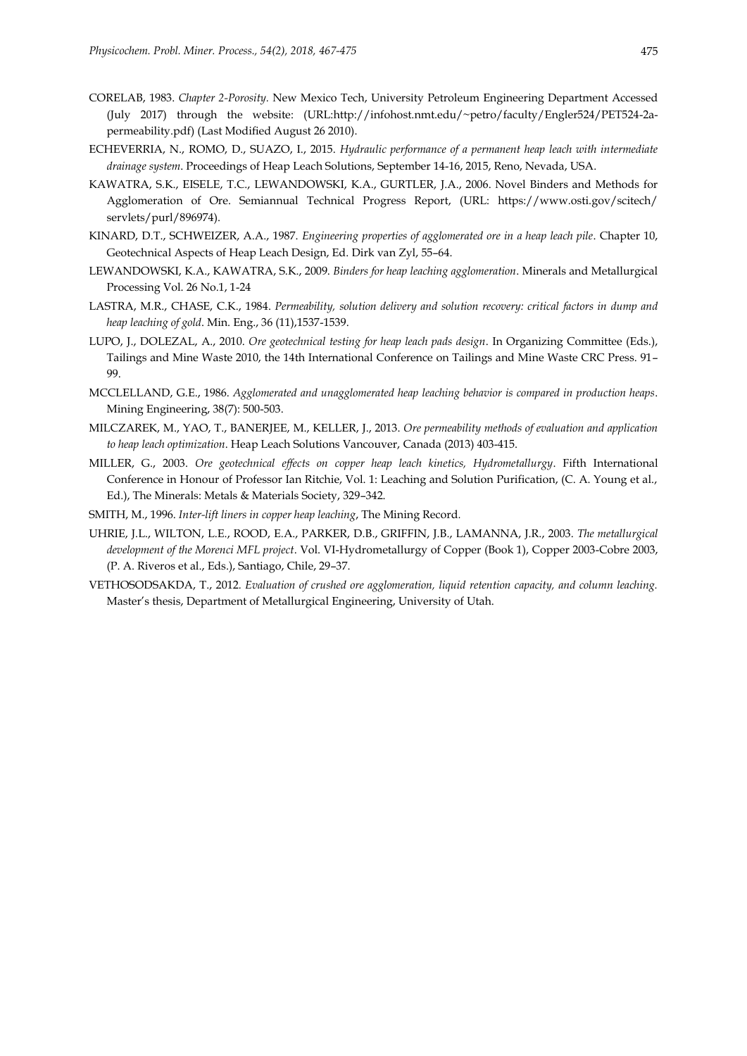CORELAB, 1983. *Chapter 2-Porosity*. New Mexico Tech, University Petroleum Engineering Department Accessed (July 2017) through the website: (URL:http://infohost.nmt.edu/~petro/faculty/Engler524/PET524-2a-permeability.pdf) (Last Modified August 26 2010).

ECHEVERRIA, N., ROMO, D., SUAZO, I., 2015. *Hydraulic performance of a permanent heap leach with intermediate drainage system*. Proceedings of Heap Leach Solutions, September 14-16, 2015, Reno, Nevada, USA.

KAWATRA, S.K., EISELE, T.C., LEWANDOWSKI, K.A., GURTLER, J.A., 2006. Novel Binders and Methods for Agglomeration of Ore. Semiannual Technical Progress Report, (URL: https://www.osti.gov/scitech/servlets/purl/896974).

KINARD, D.T., SCHWEIZER, A.A., 1987. *Engineering properties of agglomerated ore in a heap leach pile*. Chapter 10, Geotechnical Aspects of Heap Leach Design, Ed. Dirk van Zyl, 55–64.

LEWANDOWSKI, K.A., KAWATRA, S.K., 2009. *Binders for heap leaching agglomeration*. Minerals and Metallurgical Processing Vol. 26 No.1, 1-24

LASTRA, M.R., CHASE, C.K., 1984. *Permeability, solution delivery and solution recovery: critical factors in dump and heap leaching of gold*. Min. Eng., 36 (11),1537-1539.

LUPO, J., DOLEZAL, A., 2010. *Ore geotechnical testing for heap leach pads design*. In Organizing Committee (Eds.), Tailings and Mine Waste 2010, the 14th International Conference on Tailings and Mine Waste CRC Press. 91–99.

MCCLELLAND, G.E., 1986. *Agglomerated and unagglomerated heap leaching behavior is compared in production heaps*. Mining Engineering, 38(7): 500-503.

MILCZAREK, M., YAO, T., BANERJEE, M., KELLER, J., 2013. *Ore permeability methods of evaluation and application to heap leach optimization*. Heap Leach Solutions Vancouver, Canada (2013) 403-415.

MILLER, G., 2003. *Ore geotechnical effects on copper heap leach kinetics, Hydrometallurgy*. Fifth International Conference in Honour of Professor Ian Ritchie, Vol. 1: Leaching and Solution Purification, (C. A. Young et al., Ed.), The Minerals: Metals & Materials Society, 329–342.

SMITH, M., 1996. *Inter-lift liners in copper heap leaching*, The Mining Record.

UHRIE, J.L., WILTON, L.E., ROOD, E.A., PARKER, D.B., GRIFFIN, J.B., LAMANNA, J.R., 2003. *The metallurgical development of the Morenci MFL project*. Vol. VI-Hydrometallurgy of Copper (Book 1), Copper 2003-Cobre 2003, (P. A. Riveros et al., Eds.), Santiago, Chile, 29–37.

VETHOSODSAKDA, T., 2012. *Evaluation of crushed ore agglomeration, liquid retention capacity, and column leaching.* Master's thesis, Department of Metallurgical Engineering, University of Utah.